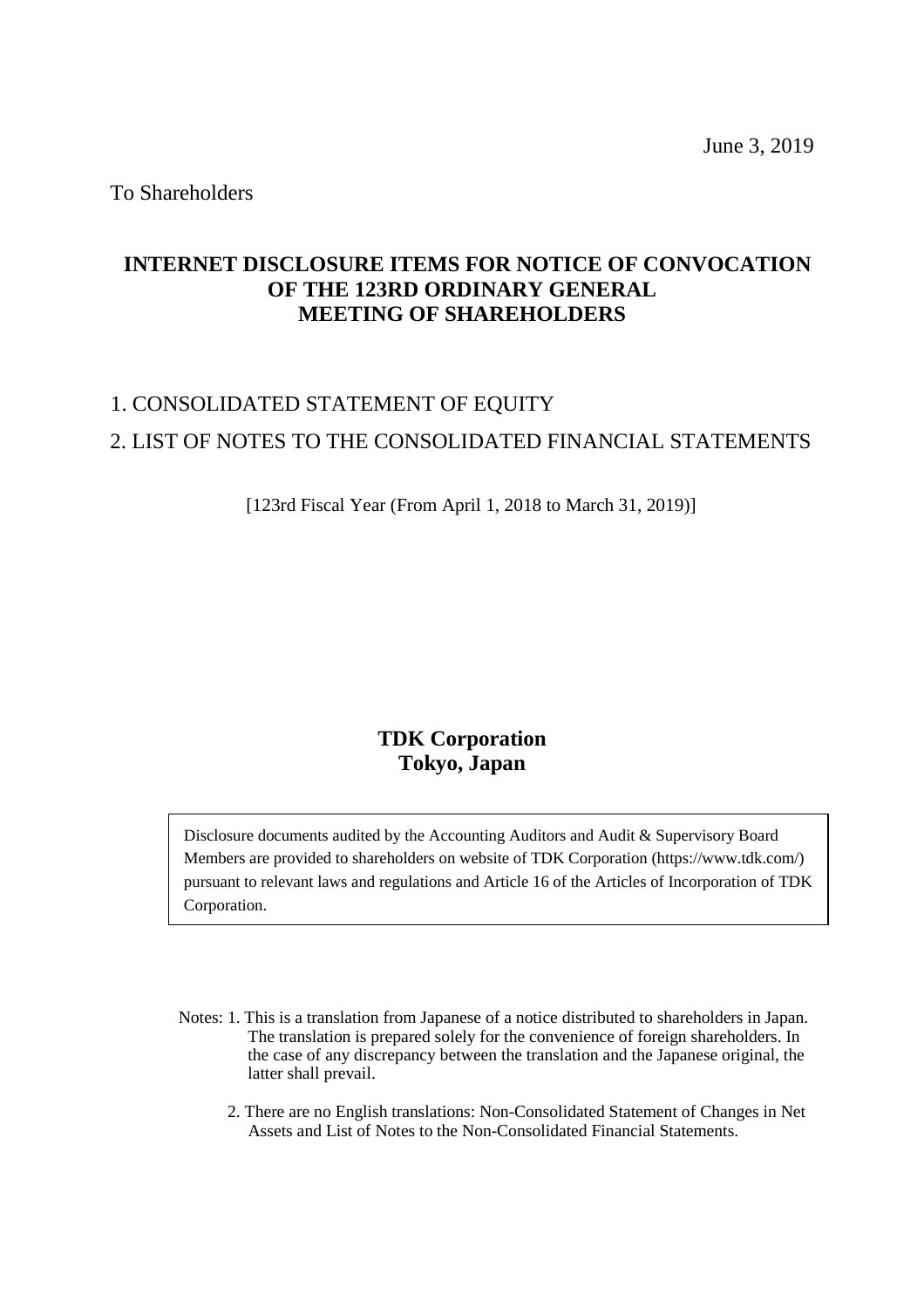June 3, 2019

To Shareholders

# INTERNET DISCLOSURE ITEMS FOR NOTICE OF CONVOCATION OF THE 123RD ORDINARY GENERAL MEETING OF SHAREHOLDERS

1. CONSOLIDATED STATEMENT OF EQUITY
2. LIST OF NOTES TO THE CONSOLIDATED FINANCIAL STATEMENTS

[123rd Fiscal Year (From April 1, 2018 to March 31, 2019)]

**TDK Corporation**
**Tokyo, Japan**

Disclosure documents audited by the Accounting Auditors and Audit & Supervisory Board Members are provided to shareholders on website of TDK Corporation (https://www.tdk.com/) pursuant to relevant laws and regulations and Article 16 of the Articles of Incorporation of TDK Corporation.

Notes: 1. This is a translation from Japanese of a notice distributed to shareholders in Japan. The translation is prepared solely for the convenience of foreign shareholders. In the case of any discrepancy between the translation and the Japanese original, the latter shall prevail.

2. There are no English translations: Non-Consolidated Statement of Changes in Net Assets and List of Notes to the Non-Consolidated Financial Statements.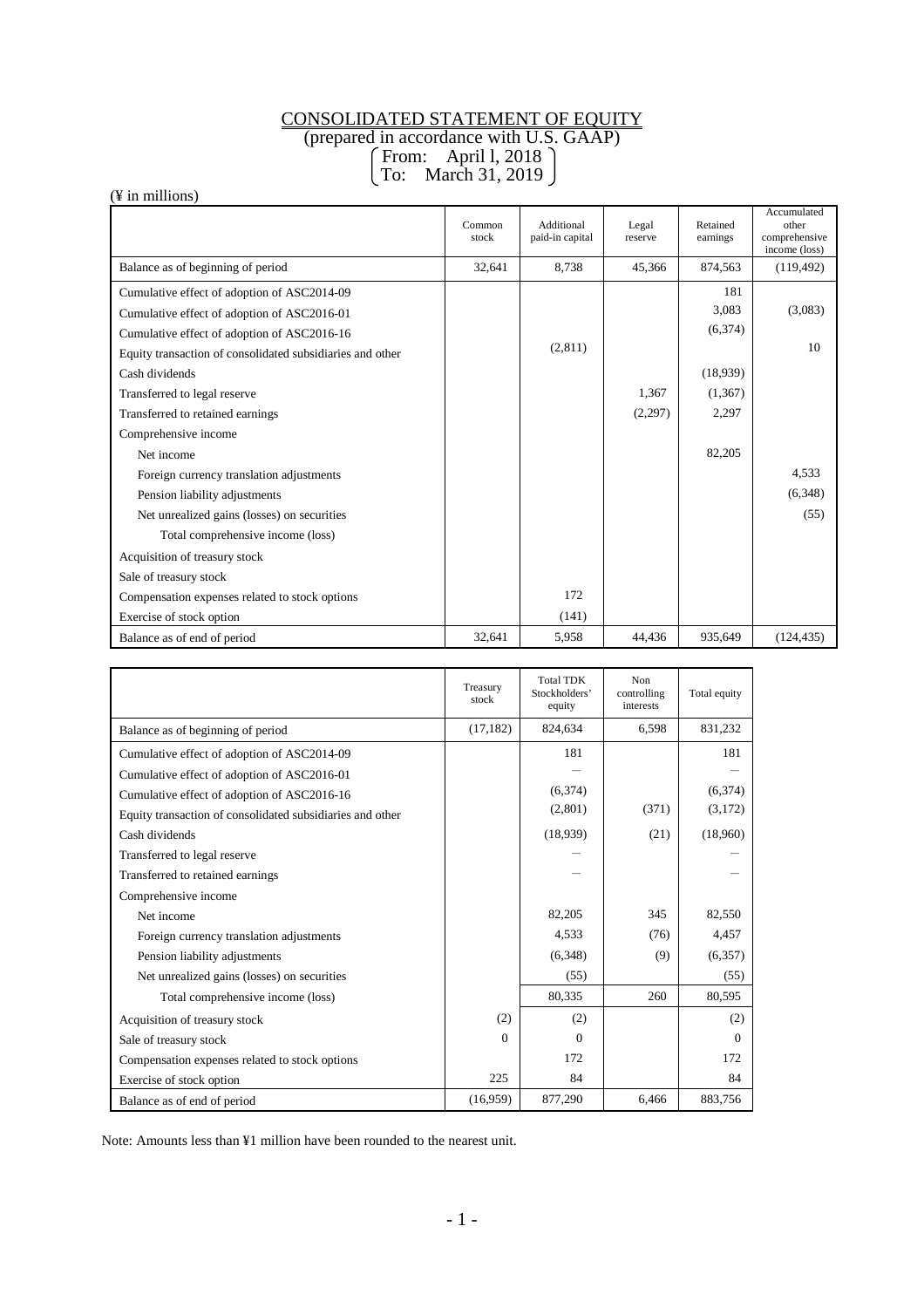# CONSOLIDATED STATEMENT OF EQUITY

(prepared in accordance with U.S. GAAP)

From: April l, 2018
To: March 31, 2019

(¥ in millions)

| | Common stock | Additional paid-in capital | Legal reserve | Retained earnings | Accumulated other comprehensive income (loss) |
|---|---|---|---|---|---|
| Balance as of beginning of period | 32,641 | 8,738 | 45,366 | 874,563 | (119,492) |
| Cumulative effect of adoption of ASC2014-09 | | | | 181 | |
| Cumulative effect of adoption of ASC2016-01 | | | | 3,083 | (3,083) |
| Cumulative effect of adoption of ASC2016-16 | | | | (6,374) | |
| Equity transaction of consolidated subsidiaries and other | | (2,811) | | | 10 |
| Cash dividends | | | | (18,939) | |
| Transferred to legal reserve | | | 1,367 | (1,367) | |
| Transferred to retained earnings | | | (2,297) | 2,297 | |
| Comprehensive income | | | | | |
| Net income | | | | 82,205 | |
| Foreign currency translation adjustments | | | | | 4,533 |
| Pension liability adjustments | | | | | (6,348) |
| Net unrealized gains (losses) on securities | | | | | (55) |
| Total comprehensive income (loss) | | | | | |
| Acquisition of treasury stock | | | | | |
| Sale of treasury stock | | | | | |
| Compensation expenses related to stock options | | 172 | | | |
| Exercise of stock option | | (141) | | | |
| Balance as of end of period | 32,641 | 5,958 | 44,436 | 935,649 | (124,435) |

| | Treasury stock | Total TDK Stockholders' equity | Non controlling interests | Total equity |
|---|---|---|---|---|
| Balance as of beginning of period | (17,182) | 824,634 | 6,598 | 831,232 |
| Cumulative effect of adoption of ASC2014-09 | | 181 | | 181 |
| Cumulative effect of adoption of ASC2016-01 | | — | | — |
| Cumulative effect of adoption of ASC2016-16 | | (6,374) | | (6,374) |
| Equity transaction of consolidated subsidiaries and other | | (2,801) | (371) | (3,172) |
| Cash dividends | | (18,939) | (21) | (18,960) |
| Transferred to legal reserve | | — | | — |
| Transferred to retained earnings | | — | | — |
| Comprehensive income | | | | |
| Net income | | 82,205 | 345 | 82,550 |
| Foreign currency translation adjustments | | 4,533 | (76) | 4,457 |
| Pension liability adjustments | | (6,348) | (9) | (6,357) |
| Net unrealized gains (losses) on securities | | (55) | | (55) |
| Total comprehensive income (loss) | | 80,335 | 260 | 80,595 |
| Acquisition of treasury stock | (2) | (2) | | (2) |
| Sale of treasury stock | 0 | 0 | | 0 |
| Compensation expenses related to stock options | | 172 | | 172 |
| Exercise of stock option | 225 | 84 | | 84 |
| Balance as of end of period | (16,959) | 877,290 | 6,466 | 883,756 |

Note: Amounts less than ¥1 million have been rounded to the nearest unit.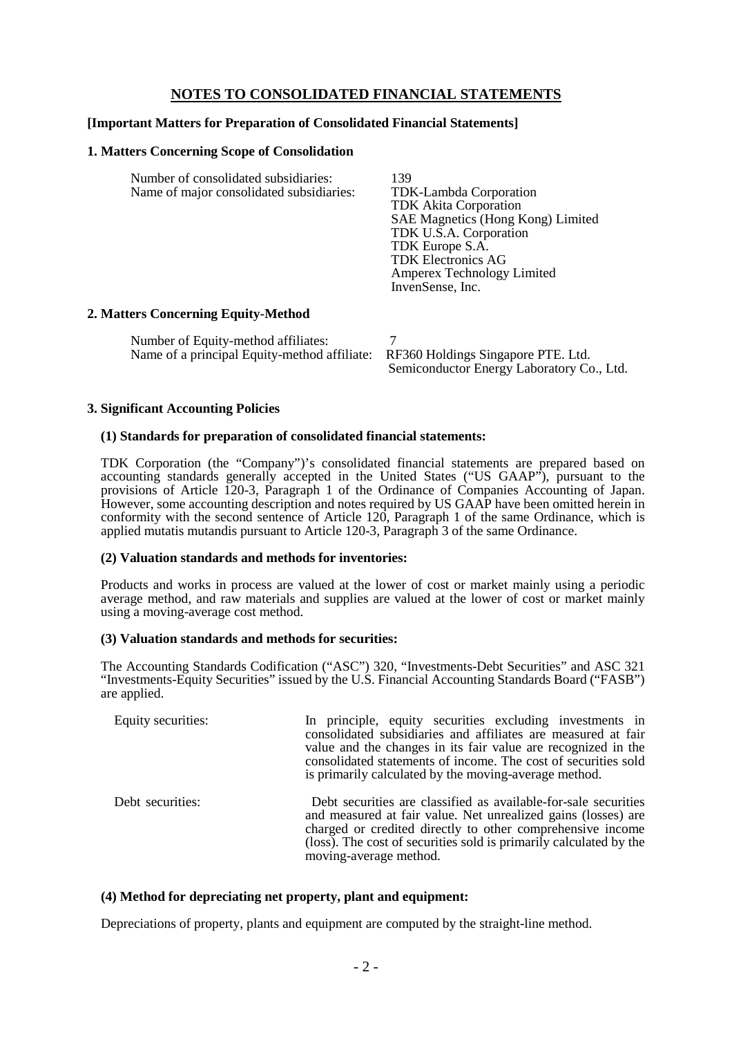# NOTES TO CONSOLIDATED FINANCIAL STATEMENTS

**[Important Matters for Preparation of Consolidated Financial Statements]**

## 1. Matters Concerning Scope of Consolidation

| | |
|---|---|
| Number of consolidated subsidiaries: | 139 |
| Name of major consolidated subsidiaries: | TDK-Lambda Corporation<br>TDK Akita Corporation<br>SAE Magnetics (Hong Kong) Limited<br>TDK U.S.A. Corporation<br>TDK Europe S.A.<br>TDK Electronics AG<br>Amperex Technology Limited<br>InvenSense, Inc. |

## 2. Matters Concerning Equity-Method

| | |
|---|---|
| Number of Equity-method affiliates: | 7 |
| Name of a principal Equity-method affiliate: | RF360 Holdings Singapore PTE. Ltd.<br>Semiconductor Energy Laboratory Co., Ltd. |

## 3. Significant Accounting Policies

### (1) Standards for preparation of consolidated financial statements:

TDK Corporation (the "Company")'s consolidated financial statements are prepared based on accounting standards generally accepted in the United States ("US GAAP"), pursuant to the provisions of Article 120-3, Paragraph 1 of the Ordinance of Companies Accounting of Japan. However, some accounting description and notes required by US GAAP have been omitted herein in conformity with the second sentence of Article 120, Paragraph 1 of the same Ordinance, which is applied mutatis mutandis pursuant to Article 120-3, Paragraph 3 of the same Ordinance.

### (2) Valuation standards and methods for inventories:

Products and works in process are valued at the lower of cost or market mainly using a periodic average method, and raw materials and supplies are valued at the lower of cost or market mainly using a moving-average cost method.

### (3) Valuation standards and methods for securities:

The Accounting Standards Codification ("ASC") 320, "Investments-Debt Securities" and ASC 321 "Investments-Equity Securities" issued by the U.S. Financial Accounting Standards Board ("FASB") are applied.

| | |
|---|---|
| Equity securities: | In principle, equity securities excluding investments in consolidated subsidiaries and affiliates are measured at fair value and the changes in its fair value are recognized in the consolidated statements of income. The cost of securities sold is primarily calculated by the moving-average method. |
| Debt securities: | Debt securities are classified as available-for-sale securities and measured at fair value. Net unrealized gains (losses) are charged or credited directly to other comprehensive income (loss). The cost of securities sold is primarily calculated by the moving-average method. |

### (4) Method for depreciating net property, plant and equipment:

Depreciations of property, plants and equipment are computed by the straight-line method.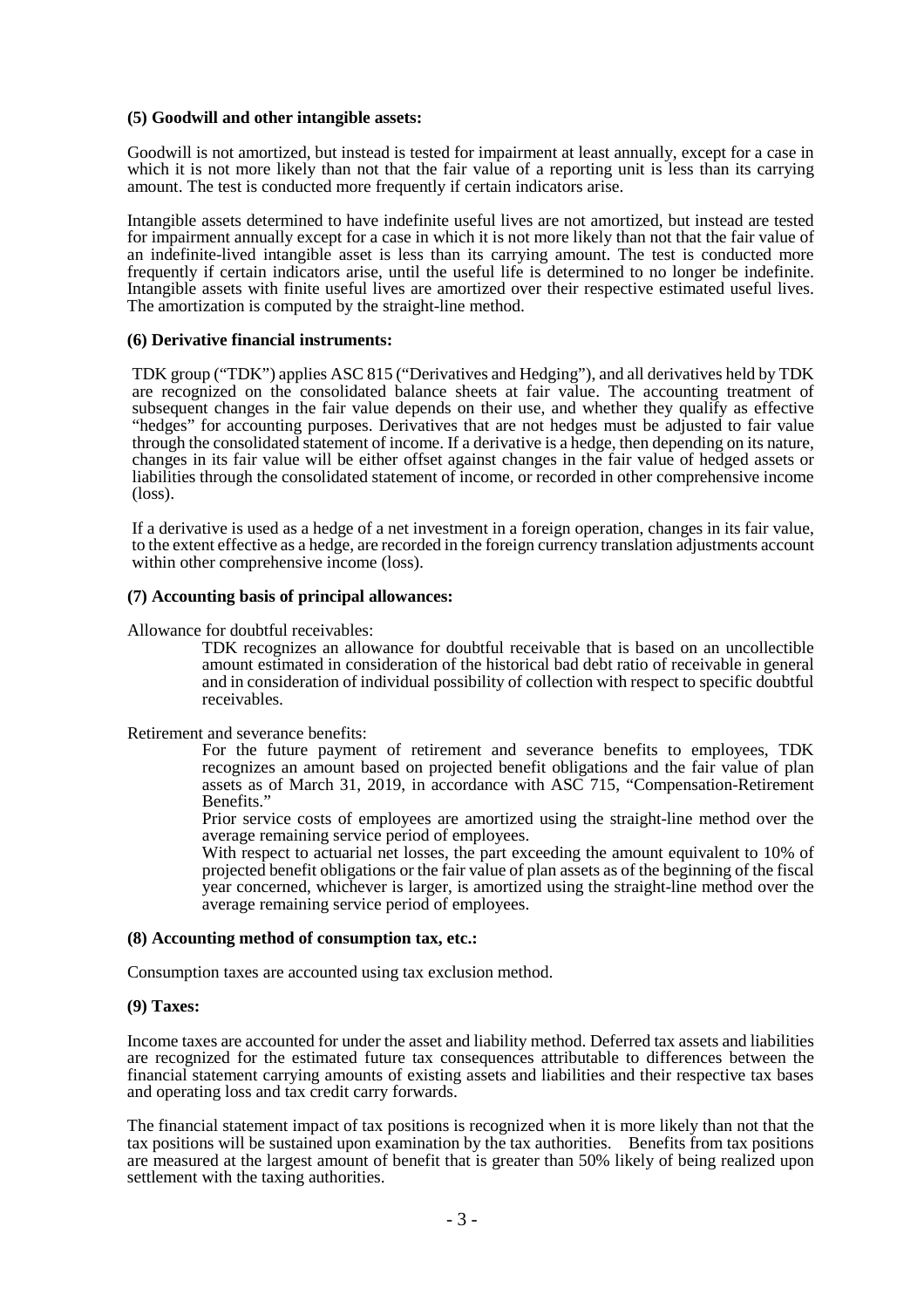**(5) Goodwill and other intangible assets:**

Goodwill is not amortized, but instead is tested for impairment at least annually, except for a case in which it is not more likely than not that the fair value of a reporting unit is less than its carrying amount. The test is conducted more frequently if certain indicators arise.

Intangible assets determined to have indefinite useful lives are not amortized, but instead are tested for impairment annually except for a case in which it is not more likely than not that the fair value of an indefinite-lived intangible asset is less than its carrying amount. The test is conducted more frequently if certain indicators arise, until the useful life is determined to no longer be indefinite. Intangible assets with finite useful lives are amortized over their respective estimated useful lives. The amortization is computed by the straight-line method.

**(6) Derivative financial instruments:**

TDK group ("TDK") applies ASC 815 ("Derivatives and Hedging"), and all derivatives held by TDK are recognized on the consolidated balance sheets at fair value. The accounting treatment of subsequent changes in the fair value depends on their use, and whether they qualify as effective "hedges" for accounting purposes. Derivatives that are not hedges must be adjusted to fair value through the consolidated statement of income. If a derivative is a hedge, then depending on its nature, changes in its fair value will be either offset against changes in the fair value of hedged assets or liabilities through the consolidated statement of income, or recorded in other comprehensive income (loss).

If a derivative is used as a hedge of a net investment in a foreign operation, changes in its fair value, to the extent effective as a hedge, are recorded in the foreign currency translation adjustments account within other comprehensive income (loss).

**(7) Accounting basis of principal allowances:**

Allowance for doubtful receivables:

TDK recognizes an allowance for doubtful receivable that is based on an uncollectible amount estimated in consideration of the historical bad debt ratio of receivable in general and in consideration of individual possibility of collection with respect to specific doubtful receivables.

Retirement and severance benefits:

For the future payment of retirement and severance benefits to employees, TDK recognizes an amount based on projected benefit obligations and the fair value of plan assets as of March 31, 2019, in accordance with ASC 715, "Compensation-Retirement Benefits."

Prior service costs of employees are amortized using the straight-line method over the average remaining service period of employees.

With respect to actuarial net losses, the part exceeding the amount equivalent to 10% of projected benefit obligations or the fair value of plan assets as of the beginning of the fiscal year concerned, whichever is larger, is amortized using the straight-line method over the average remaining service period of employees.

**(8) Accounting method of consumption tax, etc.:**

Consumption taxes are accounted using tax exclusion method.

**(9) Taxes:**

Income taxes are accounted for under the asset and liability method. Deferred tax assets and liabilities are recognized for the estimated future tax consequences attributable to differences between the financial statement carrying amounts of existing assets and liabilities and their respective tax bases and operating loss and tax credit carry forwards.

The financial statement impact of tax positions is recognized when it is more likely than not that the tax positions will be sustained upon examination by the tax authorities. Benefits from tax positions are measured at the largest amount of benefit that is greater than 50% likely of being realized upon settlement with the taxing authorities.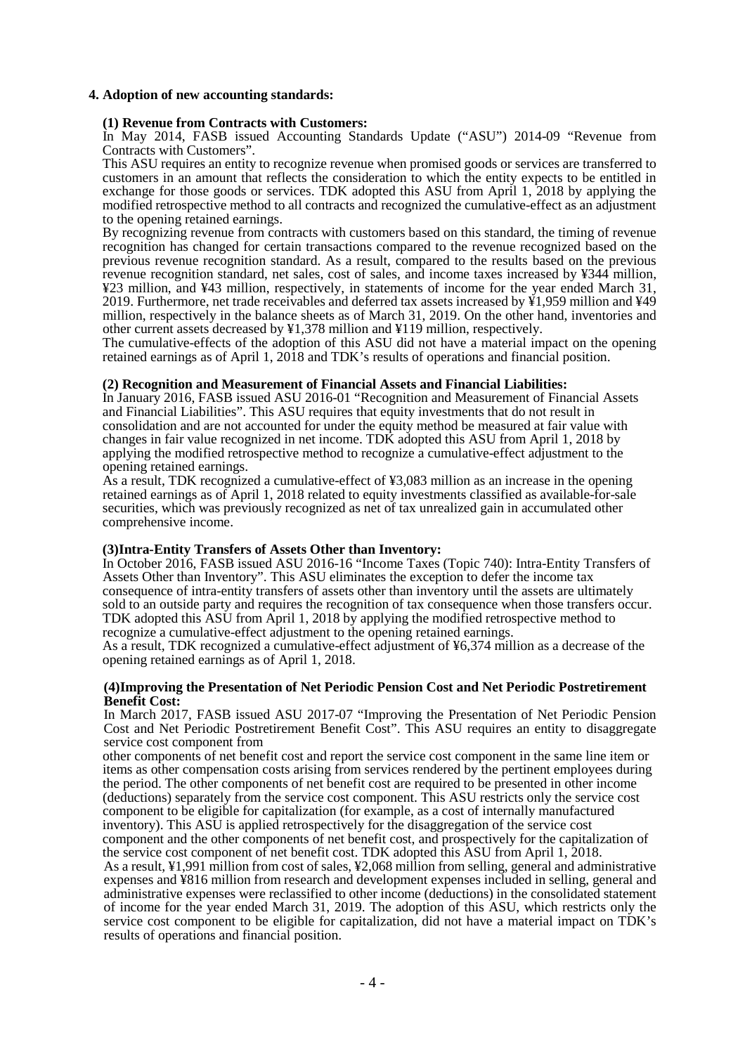## 4. Adoption of new accounting standards:

### (1) Revenue from Contracts with Customers:

In May 2014, FASB issued Accounting Standards Update ("ASU") 2014-09 "Revenue from Contracts with Customers".

This ASU requires an entity to recognize revenue when promised goods or services are transferred to customers in an amount that reflects the consideration to which the entity expects to be entitled in exchange for those goods or services. TDK adopted this ASU from April 1, 2018 by applying the modified retrospective method to all contracts and recognized the cumulative-effect as an adjustment to the opening retained earnings.

By recognizing revenue from contracts with customers based on this standard, the timing of revenue recognition has changed for certain transactions compared to the revenue recognized based on the previous revenue recognition standard. As a result, compared to the results based on the previous revenue recognition standard, net sales, cost of sales, and income taxes increased by ¥344 million, ¥23 million, and ¥43 million, respectively, in statements of income for the year ended March 31, 2019. Furthermore, net trade receivables and deferred tax assets increased by ¥1,959 million and ¥49 million, respectively in the balance sheets as of March 31, 2019. On the other hand, inventories and other current assets decreased by ¥1,378 million and ¥119 million, respectively.

The cumulative-effects of the adoption of this ASU did not have a material impact on the opening retained earnings as of April 1, 2018 and TDK's results of operations and financial position.

### (2) Recognition and Measurement of Financial Assets and Financial Liabilities:

In January 2016, FASB issued ASU 2016-01 "Recognition and Measurement of Financial Assets and Financial Liabilities". This ASU requires that equity investments that do not result in consolidation and are not accounted for under the equity method be measured at fair value with changes in fair value recognized in net income. TDK adopted this ASU from April 1, 2018 by applying the modified retrospective method to recognize a cumulative-effect adjustment to the opening retained earnings.

As a result, TDK recognized a cumulative-effect of ¥3,083 million as an increase in the opening retained earnings as of April 1, 2018 related to equity investments classified as available-for-sale securities, which was previously recognized as net of tax unrealized gain in accumulated other comprehensive income.

### (3)Intra-Entity Transfers of Assets Other than Inventory:

In October 2016, FASB issued ASU 2016-16 "Income Taxes (Topic 740): Intra-Entity Transfers of Assets Other than Inventory". This ASU eliminates the exception to defer the income tax consequence of intra-entity transfers of assets other than inventory until the assets are ultimately sold to an outside party and requires the recognition of tax consequence when those transfers occur. TDK adopted this ASU from April 1, 2018 by applying the modified retrospective method to recognize a cumulative-effect adjustment to the opening retained earnings.

As a result, TDK recognized a cumulative-effect adjustment of ¥6,374 million as a decrease of the opening retained earnings as of April 1, 2018.

### (4)Improving the Presentation of Net Periodic Pension Cost and Net Periodic Postretirement Benefit Cost:

In March 2017, FASB issued ASU 2017-07 "Improving the Presentation of Net Periodic Pension Cost and Net Periodic Postretirement Benefit Cost". This ASU requires an entity to disaggregate service cost component from other components of net benefit cost and report the service cost component in the same line item or items as other compensation costs arising from services rendered by the pertinent employees during the period. The other components of net benefit cost are required to be presented in other income (deductions) separately from the service cost component. This ASU restricts only the service cost component to be eligible for capitalization (for example, as a cost of internally manufactured inventory). This ASU is applied retrospectively for the disaggregation of the service cost component and the other components of net benefit cost, and prospectively for the capitalization of the service cost component of net benefit cost. TDK adopted this ASU from April 1, 2018.

As a result, ¥1,991 million from cost of sales, ¥2,068 million from selling, general and administrative expenses and ¥816 million from research and development expenses included in selling, general and administrative expenses were reclassified to other income (deductions) in the consolidated statement of income for the year ended March 31, 2019. The adoption of this ASU, which restricts only the service cost component to be eligible for capitalization, did not have a material impact on TDK's results of operations and financial position.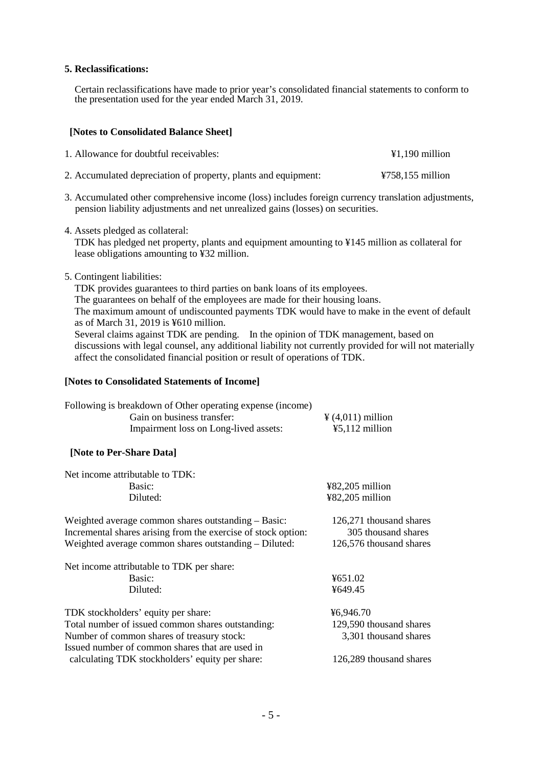**5. Reclassifications:**

Certain reclassifications have made to prior year's consolidated financial statements to conform to the presentation used for the year ended March 31, 2019.

**[Notes to Consolidated Balance Sheet]**

1. Allowance for doubtful receivables: ¥1,190 million

2. Accumulated depreciation of property, plants and equipment: ¥758,155 million

3. Accumulated other comprehensive income (loss) includes foreign currency translation adjustments, pension liability adjustments and net unrealized gains (losses) on securities.

4. Assets pledged as collateral:
   TDK has pledged net property, plants and equipment amounting to ¥145 million as collateral for lease obligations amounting to ¥32 million.

5. Contingent liabilities:
   TDK provides guarantees to third parties on bank loans of its employees.
   The guarantees on behalf of the employees are made for their housing loans.
   The maximum amount of undiscounted payments TDK would have to make in the event of default as of March 31, 2019 is ¥610 million.
   Several claims against TDK are pending. In the opinion of TDK management, based on discussions with legal counsel, any additional liability not currently provided for will not materially affect the consolidated financial position or result of operations of TDK.

**[Notes to Consolidated Statements of Income]**

Following is breakdown of Other operating expense (income)

| | |
|---|---|
| Gain on business transfer: | ¥ (4,011) million |
| Impairment loss on Long-lived assets: | ¥5,112 million |

**[Note to Per-Share Data]**

| | |
|---|---|
| Net income attributable to TDK: | |
| Basic: | ¥82,205 million |
| Diluted: | ¥82,205 million |
| | |
| Weighted average common shares outstanding – Basic: | 126,271 thousand shares |
| Incremental shares arising from the exercise of stock option: | 305 thousand shares |
| Weighted average common shares outstanding – Diluted: | 126,576 thousand shares |
| | |
| Net income attributable to TDK per share: | |
| Basic: | ¥651.02 |
| Diluted: | ¥649.45 |
| | |
| TDK stockholders' equity per share: | ¥6,946.70 |
| Total number of issued common shares outstanding: | 129,590 thousand shares |
| Number of common shares of treasury stock: | 3,301 thousand shares |
| Issued number of common shares that are used in calculating TDK stockholders' equity per share: | 126,289 thousand shares |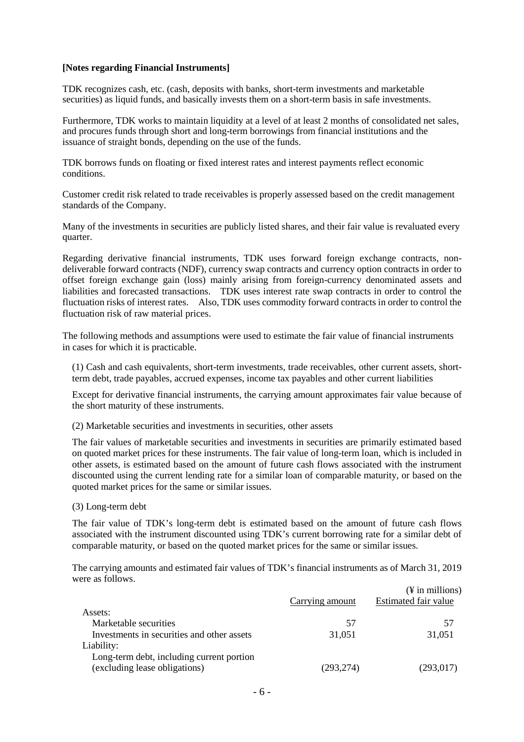**[Notes regarding Financial Instruments]**

TDK recognizes cash, etc. (cash, deposits with banks, short-term investments and marketable securities) as liquid funds, and basically invests them on a short-term basis in safe investments.

Furthermore, TDK works to maintain liquidity at a level of at least 2 months of consolidated net sales, and procures funds through short and long-term borrowings from financial institutions and the issuance of straight bonds, depending on the use of the funds.

TDK borrows funds on floating or fixed interest rates and interest payments reflect economic conditions.

Customer credit risk related to trade receivables is properly assessed based on the credit management standards of the Company.

Many of the investments in securities are publicly listed shares, and their fair value is revaluated every quarter.

Regarding derivative financial instruments, TDK uses forward foreign exchange contracts, non-deliverable forward contracts (NDF), currency swap contracts and currency option contracts in order to offset foreign exchange gain (loss) mainly arising from foreign-currency denominated assets and liabilities and forecasted transactions. TDK uses interest rate swap contracts in order to control the fluctuation risks of interest rates. Also, TDK uses commodity forward contracts in order to control the fluctuation risk of raw material prices.

The following methods and assumptions were used to estimate the fair value of financial instruments in cases for which it is practicable.

(1) Cash and cash equivalents, short-term investments, trade receivables, other current assets, short-term debt, trade payables, accrued expenses, income tax payables and other current liabilities

Except for derivative financial instruments, the carrying amount approximates fair value because of the short maturity of these instruments.

(2) Marketable securities and investments in securities, other assets

The fair values of marketable securities and investments in securities are primarily estimated based on quoted market prices for these instruments. The fair value of long-term loan, which is included in other assets, is estimated based on the amount of future cash flows associated with the instrument discounted using the current lending rate for a similar loan of comparable maturity, or based on the quoted market prices for the same or similar issues.

(3) Long-term debt

The fair value of TDK's long-term debt is estimated based on the amount of future cash flows associated with the instrument discounted using TDK's current borrowing rate for a similar debt of comparable maturity, or based on the quoted market prices for the same or similar issues.

The carrying amounts and estimated fair values of TDK's financial instruments as of March 31, 2019 were as follows.

(¥ in millions)

| | Carrying amount | Estimated fair value |
|---|---|---|
| Assets: | | |
| Marketable securities | 57 | 57 |
| Investments in securities and other assets | 31,051 | 31,051 |
| Liability: | | |
| Long-term debt, including current portion (excluding lease obligations) | (293,274) | (293,017) |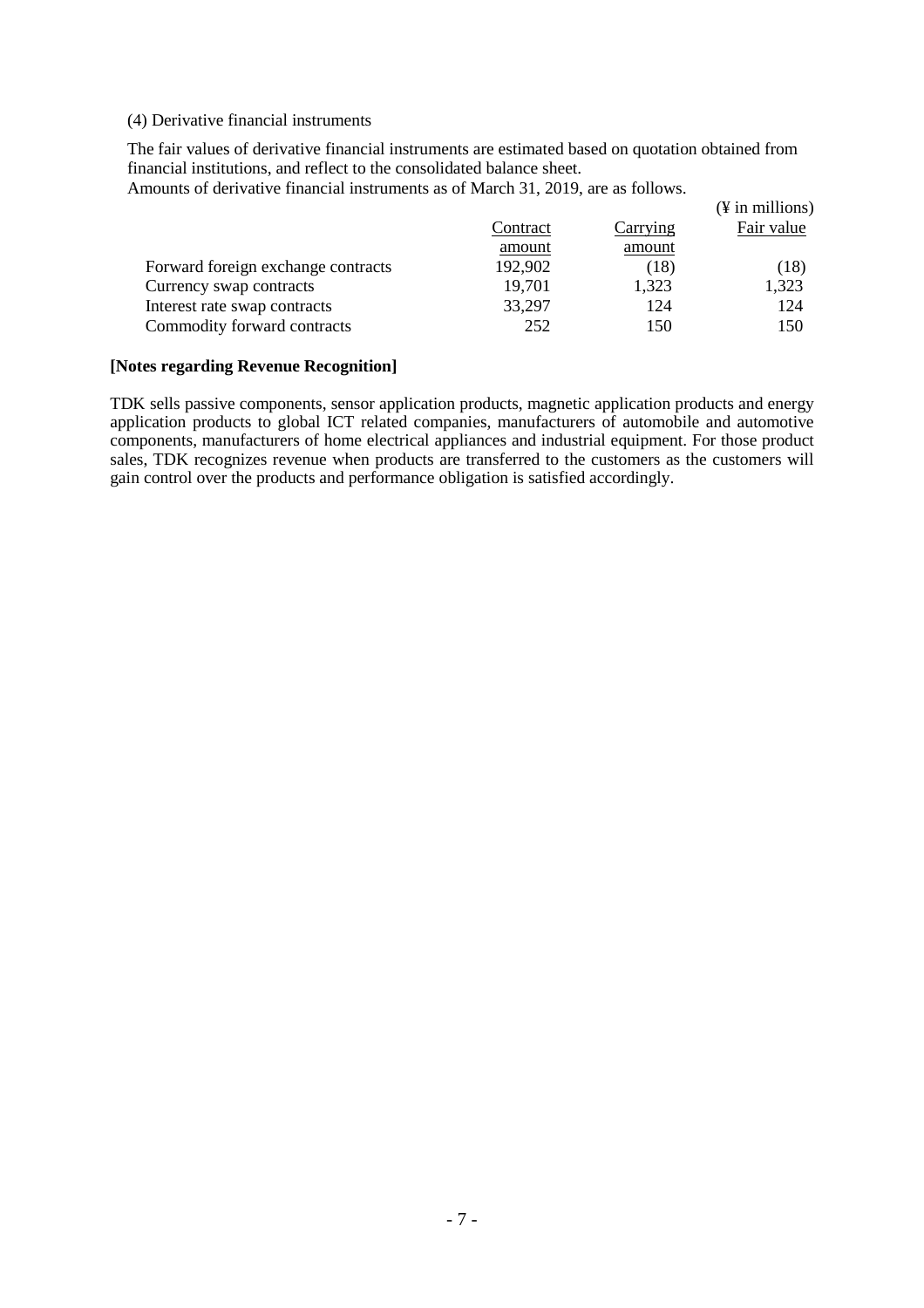(4) Derivative financial instruments

The fair values of derivative financial instruments are estimated based on quotation obtained from financial institutions, and reflect to the consolidated balance sheet.
Amounts of derivative financial instruments as of March 31, 2019, are as follows.

(¥ in millions)

| | Contract amount | Carrying amount | Fair value |
|---|---|---|---|
| Forward foreign exchange contracts | 192,902 | (18) | (18) |
| Currency swap contracts | 19,701 | 1,323 | 1,323 |
| Interest rate swap contracts | 33,297 | 124 | 124 |
| Commodity forward contracts | 252 | 150 | 150 |

**[Notes regarding Revenue Recognition]**

TDK sells passive components, sensor application products, magnetic application products and energy application products to global ICT related companies, manufacturers of automobile and automotive components, manufacturers of home electrical appliances and industrial equipment. For those product sales, TDK recognizes revenue when products are transferred to the customers as the customers will gain control over the products and performance obligation is satisfied accordingly.